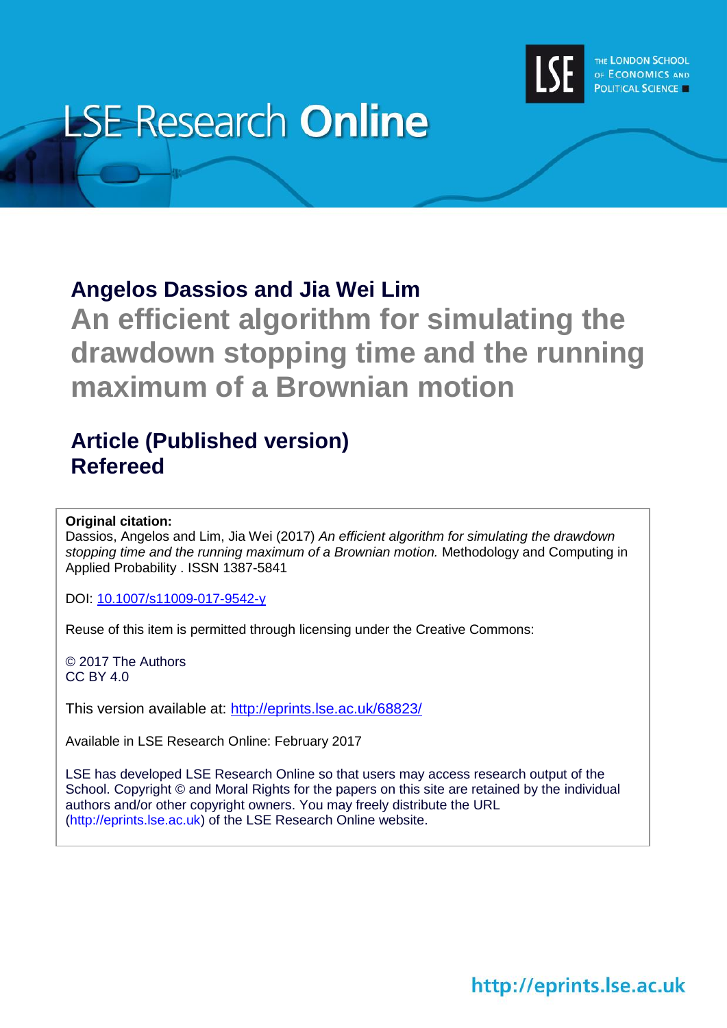LSE Research **Online**

THE LONDON SCHOOL OF ECONOMICS AND POLITICAL SCIENCE

## Angelos Dassios and Jia Wei Lim

# An efficient algorithm for simulating the drawdown stopping time and the running maximum of a Brownian motion

## Article (Published version) Refereed

**Original citation:**
Dassios, Angelos and Lim, Jia Wei (2017) *An efficient algorithm for simulating the drawdown stopping time and the running maximum of a Brownian motion.* Methodology and Computing in Applied Probability . ISSN 1387-5841

DOI: [10.1007/s11009-017-9542-y](https://doi.org/10.1007/s11009-017-9542-y)

Reuse of this item is permitted through licensing under the Creative Commons:

© 2017 The Authors
CC BY 4.0

This version available at: [http://eprints.lse.ac.uk/68823/](http://eprints.lse.ac.uk/68823/)

Available in LSE Research Online: February 2017

LSE has developed LSE Research Online so that users may access research output of the School. Copyright © and Moral Rights for the papers on this site are retained by the individual authors and/or other copyright owners. You may freely distribute the URL (http://eprints.lse.ac.uk) of the LSE Research Online website.

http://eprints.lse.ac.uk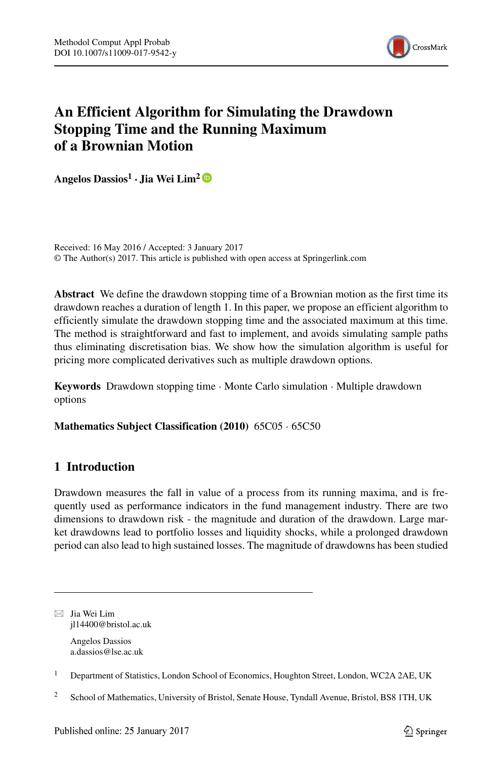# An Efficient Algorithm for Simulating the Drawdown Stopping Time and the Running Maximum of a Brownian Motion

**Angelos Dassios**[1] · **Jia Wei Lim**[2]

Received: 16 May 2016 / Accepted: 3 January 2017
© The Author(s) 2017. This article is published with open access at Springerlink.com

**Abstract** We define the drawdown stopping time of a Brownian motion as the first time its drawdown reaches a duration of length 1. In this paper, we propose an efficient algorithm to efficiently simulate the drawdown stopping time and the associated maximum at this time. The method is straightforward and fast to implement, and avoids simulating sample paths thus eliminating discretisation bias. We show how the simulation algorithm is useful for pricing more complicated derivatives such as multiple drawdown options.

**Keywords** Drawdown stopping time · Monte Carlo simulation · Multiple drawdown options

**Mathematics Subject Classification (2010)** 65C05 · 65C50

## 1 Introduction

Drawdown measures the fall in value of a process from its running maxima, and is frequently used as performance indicators in the fund management industry. There are two dimensions to drawdown risk - the magnitude and duration of the drawdown. Large market drawdowns lead to portfolio losses and liquidity shocks, while a prolonged drawdown period can also lead to high sustained losses. The magnitude of drawdowns has been studied

---

✉ Jia Wei Lim
jl14400@bristol.ac.uk

Angelos Dassios
a.dassios@lse.ac.uk

[1] Department of Statistics, London School of Economics, Houghton Street, London, WC2A 2AE, UK

[2] School of Mathematics, University of Bristol, Senate House, Tyndall Avenue, Bristol, BS8 1TH, UK

Published online: 25 January 2017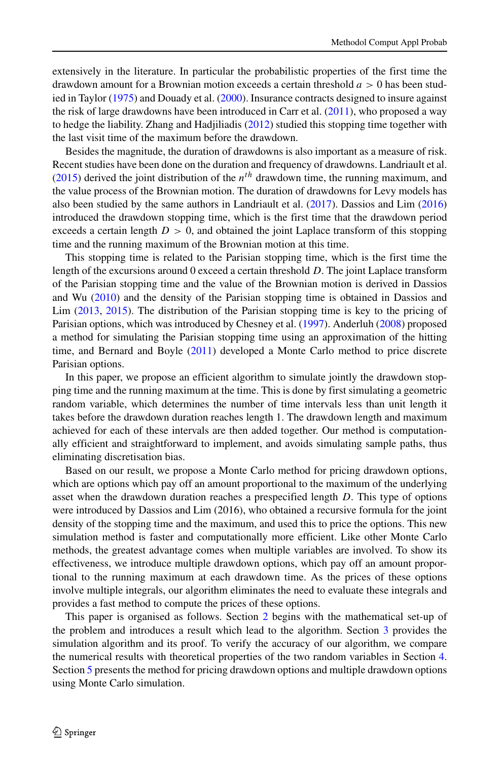extensively in the literature. In particular the probabilistic properties of the first time the drawdown amount for a Brownian motion exceeds a certain threshold $a > 0$ has been studied in Taylor (1975) and Douady et al. (2000). Insurance contracts designed to insure against the risk of large drawdowns have been introduced in Carr et al. (2011), who proposed a way to hedge the liability. Zhang and Hadjiliadis (2012) studied this stopping time together with the last visit time of the maximum before the drawdown.

Besides the magnitude, the duration of drawdowns is also important as a measure of risk. Recent studies have been done on the duration and frequency of drawdowns. Landriault et al. (2015) derived the joint distribution of the $n^{th}$ drawdown time, the running maximum, and the value process of the Brownian motion. The duration of drawdowns for Levy models has also been studied by the same authors in Landriault et al. (2017). Dassios and Lim (2016) introduced the drawdown stopping time, which is the first time that the drawdown period exceeds a certain length $D > 0$, and obtained the joint Laplace transform of this stopping time and the running maximum of the Brownian motion at this time.

This stopping time is related to the Parisian stopping time, which is the first time the length of the excursions around 0 exceed a certain threshold $D$. The joint Laplace transform of the Parisian stopping time and the value of the Brownian motion is derived in Dassios and Wu (2010) and the density of the Parisian stopping time is obtained in Dassios and Lim (2013, 2015). The distribution of the Parisian stopping time is key to the pricing of Parisian options, which was introduced by Chesney et al. (1997). Anderluh (2008) proposed a method for simulating the Parisian stopping time using an approximation of the hitting time, and Bernard and Boyle (2011) developed a Monte Carlo method to price discrete Parisian options.

In this paper, we propose an efficient algorithm to simulate jointly the drawdown stopping time and the running maximum at the time. This is done by first simulating a geometric random variable, which determines the number of time intervals less than unit length it takes before the drawdown duration reaches length 1. The drawdown length and maximum achieved for each of these intervals are then added together. Our method is computationally efficient and straightforward to implement, and avoids simulating sample paths, thus eliminating discretisation bias.

Based on our result, we propose a Monte Carlo method for pricing drawdown options, which are options which pay off an amount proportional to the maximum of the underlying asset when the drawdown duration reaches a prespecified length $D$. This type of options were introduced by Dassios and Lim (2016), who obtained a recursive formula for the joint density of the stopping time and the maximum, and used this to price the options. This new simulation method is faster and computationally more efficient. Like other Monte Carlo methods, the greatest advantage comes when multiple variables are involved. To show its effectiveness, we introduce multiple drawdown options, which pay off an amount proportional to the running maximum at each drawdown time. As the prices of these options involve multiple integrals, our algorithm eliminates the need to evaluate these integrals and provides a fast method to compute the prices of these options.

This paper is organised as follows. Section 2 begins with the mathematical set-up of the problem and introduces a result which lead to the algorithm. Section 3 provides the simulation algorithm and its proof. To verify the accuracy of our algorithm, we compare the numerical results with theoretical properties of the two random variables in Section 4. Section 5 presents the method for pricing drawdown options and multiple drawdown options using Monte Carlo simulation.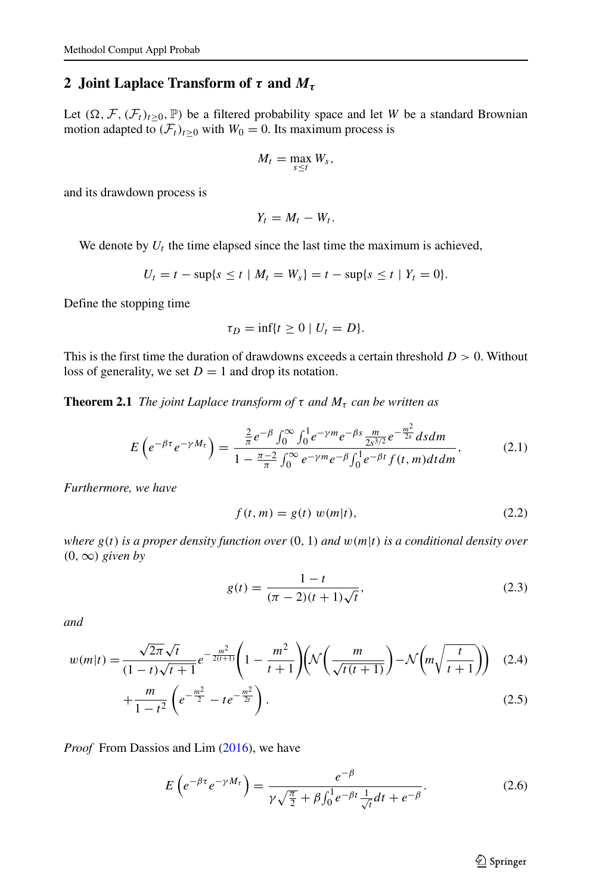## 2 Joint Laplace Transform of $\tau$ and $M_\tau$

Let $(\Omega, \mathcal{F}, (\mathcal{F}_t)_{t\geq 0}, \mathbb{P})$ be a filtered probability space and let $W$ be a standard Brownian motion adapted to $(\mathcal{F}_t)_{t\geq 0}$ with $W_0 = 0$. Its maximum process is

$$M_t = \max_{s\leq t} W_s,$$

and its drawdown process is

$$Y_t = M_t - W_t.$$

We denote by $U_t$ the time elapsed since the last time the maximum is achieved,

$$U_t = t - \sup\{s \leq t \mid M_t = W_s\} = t - \sup\{s \leq t \mid Y_t = 0\}.$$

Define the stopping time

$$\tau_D = \inf\{t \geq 0 \mid U_t = D\}.$$

This is the first time the duration of drawdowns exceeds a certain threshold $D > 0$. Without loss of generality, we set $D = 1$ and drop its notation.

**Theorem 2.1** *The joint Laplace transform of $\tau$ and $M_\tau$ can be written as*

$$E\left(e^{-\beta\tau}e^{-\gamma M_\tau}\right) = \frac{\frac{2}{\pi}e^{-\beta}\int_0^\infty\int_0^1 e^{-\gamma m}e^{-\beta s}\frac{m}{2s^{3/2}}e^{-\frac{m^2}{2s}}dsdm}{1 - \frac{\pi-2}{\pi}\int_0^\infty e^{-\gamma m}e^{-\beta}\int_0^1 e^{-\beta t}f(t,m)dtdm}, \tag{2.1}$$

*Furthermore, we have*

$$f(t,m) = g(t)\ w(m|t), \tag{2.2}$$

*where $g(t)$ is a proper density function over $(0, 1)$ and $w(m|t)$ is a conditional density over $(0, \infty)$ given by*

$$g(t) = \frac{1-t}{(\pi-2)(t+1)\sqrt{t}}, \tag{2.3}$$

*and*

$$w(m|t) = \frac{\sqrt{2\pi}\sqrt{t}}{(1-t)\sqrt{t+1}}e^{-\frac{m^2}{2(t+1)}}\left(1 - \frac{m^2}{t+1}\right)\left(\mathcal{N}\left(\frac{m}{\sqrt{t(t+1)}}\right) - \mathcal{N}\left(m\sqrt{\frac{t}{t+1}}\right)\right) \tag{2.4}$$

$$+\frac{m}{1-t^2}\left(e^{-\frac{m^2}{2}} - te^{-\frac{m^2}{2t}}\right). \tag{2.5}$$

*Proof* From Dassios and Lim (2016), we have

$$E\left(e^{-\beta\tau}e^{-\gamma M_\tau}\right) = \frac{e^{-\beta}}{\gamma\sqrt{\frac{\pi}{2}} + \beta\int_0^1 e^{-\beta t}\frac{1}{\sqrt{t}}dt + e^{-\beta}}. \tag{2.6}$$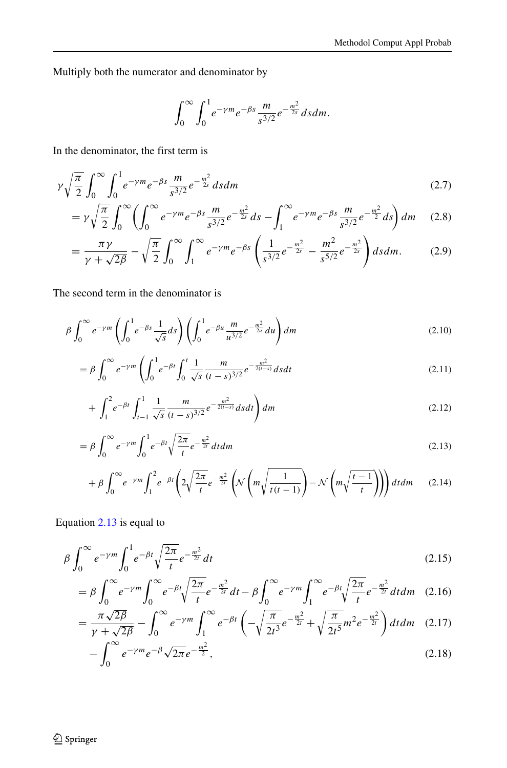Multiply both the numerator and denominator by

$$\int_0^\infty \int_0^1 e^{-\gamma m} e^{-\beta s} \frac{m}{s^{3/2}} e^{-\frac{m^2}{2s}} ds dm.$$

In the denominator, the first term is

$$\gamma\sqrt{\frac{\pi}{2}} \int_0^\infty \int_0^1 e^{-\gamma m} e^{-\beta s} \frac{m}{s^{3/2}} e^{-\frac{m^2}{2s}} ds dm \tag{2.7}$$

$$= \gamma\sqrt{\frac{\pi}{2}} \int_0^\infty \left( \int_0^\infty e^{-\gamma m} e^{-\beta s} \frac{m}{s^{3/2}} e^{-\frac{m^2}{2s}} ds - \int_1^\infty e^{-\gamma m} e^{-\beta s} \frac{m}{s^{3/2}} e^{-\frac{m^2}{2}} ds \right) dm \tag{2.8}$$

$$= \frac{\pi\gamma}{\gamma + \sqrt{2\beta}} - \sqrt{\frac{\pi}{2}} \int_0^\infty \int_1^\infty e^{-\gamma m} e^{-\beta s} \left( \frac{1}{s^{3/2}} e^{-\frac{m^2}{2s}} - \frac{m^2}{s^{5/2}} e^{-\frac{m^2}{2s}} \right) ds dm. \tag{2.9}$$

The second term in the denominator is

$$\beta \int_0^\infty e^{-\gamma m} \left( \int_0^1 e^{-\beta s} \frac{1}{\sqrt{s}} ds \right) \left( \int_0^1 e^{-\beta u} \frac{m}{u^{3/2}} e^{-\frac{m^2}{2u}} du \right) dm \tag{2.10}$$

$$= \beta \int_0^\infty e^{-\gamma m} \left( \int_0^1 e^{-\beta t} \int_0^t \frac{1}{\sqrt{s}} \frac{m}{(t-s)^{3/2}} e^{-\frac{m^2}{2(t-s)}} ds dt \right. \tag{2.11}$$

$$\left. + \int_1^2 e^{-\beta t} \int_{t-1}^1 \frac{1}{\sqrt{s}} \frac{m}{(t-s)^{3/2}} e^{-\frac{m^2}{2(t-s)}} ds dt \right) dm \tag{2.12}$$

$$= \beta \int_0^\infty e^{-\gamma m} \int_0^1 e^{-\beta t} \sqrt{\frac{2\pi}{t}} e^{-\frac{m^2}{2t}} dt dm \tag{2.13}$$

$$+ \beta \int_0^\infty e^{-\gamma m} \int_1^2 e^{-\beta t} \left( 2\sqrt{\frac{2\pi}{t}} e^{-\frac{m^2}{2t}} \left( \mathcal{N}\left( m\sqrt{\frac{1}{t(t-1)}} \right) - \mathcal{N}\left( m\sqrt{\frac{t-1}{t}} \right) \right) \right) dt dm \tag{2.14}$$

Equation 2.13 is equal to

$$\beta \int_0^\infty e^{-\gamma m} \int_0^1 e^{-\beta t} \sqrt{\frac{2\pi}{t}} e^{-\frac{m^2}{2t}} dt \tag{2.15}$$

$$= \beta \int_0^\infty e^{-\gamma m} \int_0^\infty e^{-\beta t} \sqrt{\frac{2\pi}{t}} e^{-\frac{m^2}{2t}} dt - \beta \int_0^\infty e^{-\gamma m} \int_1^\infty e^{-\beta t} \sqrt{\frac{2\pi}{t}} e^{-\frac{m^2}{2t}} dt dm \tag{2.16}$$

$$= \frac{\pi\sqrt{2\beta}}{\gamma + \sqrt{2\beta}} - \int_0^\infty e^{-\gamma m} \int_1^\infty e^{-\beta t} \left( -\sqrt{\frac{\pi}{2t^3}} e^{-\frac{m^2}{2t}} + \sqrt{\frac{\pi}{2t^5}} m^2 e^{-\frac{m^2}{2t}} \right) dt dm \tag{2.17}$$

$$- \int_0^\infty e^{-\gamma m} e^{-\beta} \sqrt{2\pi} e^{-\frac{m^2}{2}}, \tag{2.18}$$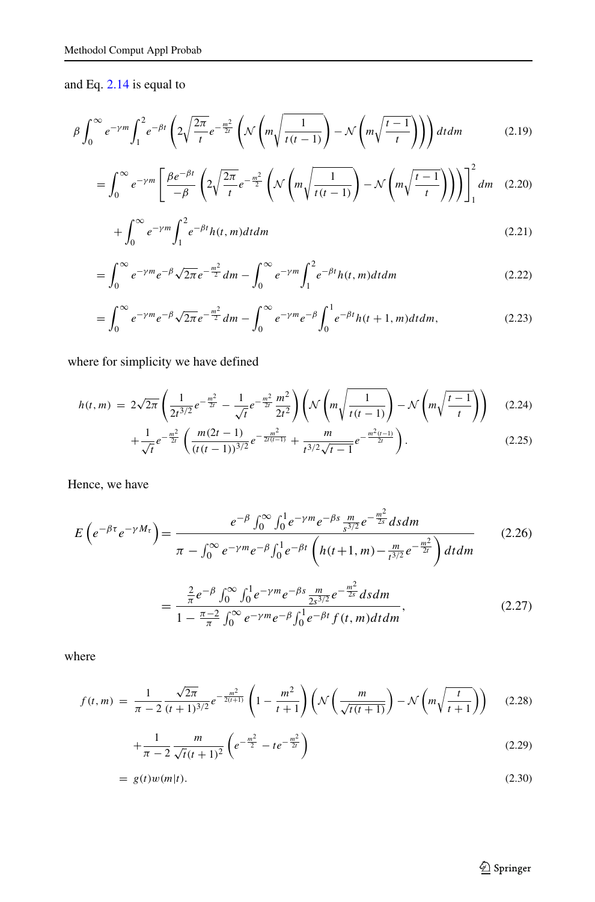and Eq. 2.14 is equal to

$$\beta \int_0^\infty e^{-\gamma m} \int_1^2 e^{-\beta t} \left( 2\sqrt{\frac{2\pi}{t}} e^{-\frac{m^2}{2t}} \left( \mathcal{N}\left( m\sqrt{\frac{1}{t(t-1)}} \right) - \mathcal{N}\left( m\sqrt{\frac{t-1}{t}} \right) \right) \right) dt dm \tag{2.19}$$

$$= \int_0^\infty e^{-\gamma m} \left[ \frac{\beta e^{-\beta t}}{-\beta} \left( 2\sqrt{\frac{2\pi}{t}} e^{-\frac{m^2}{2}} \left( \mathcal{N}\left( m\sqrt{\frac{1}{t(t-1)}} \right) - \mathcal{N}\left( m\sqrt{\frac{t-1}{t}} \right) \right) \right) \right]_1^2 dm \tag{2.20}$$

$$+ \int_0^\infty e^{-\gamma m} \int_1^2 e^{-\beta t} h(t,m) dt dm \tag{2.21}$$

$$= \int_0^\infty e^{-\gamma m} e^{-\beta} \sqrt{2\pi} e^{-\frac{m^2}{2}} dm - \int_0^\infty e^{-\gamma m} \int_1^2 e^{-\beta t} h(t,m) dt dm \tag{2.22}$$

$$= \int_0^\infty e^{-\gamma m} e^{-\beta} \sqrt{2\pi} e^{-\frac{m^2}{2}} dm - \int_0^\infty e^{-\gamma m} e^{-\beta} \int_0^1 e^{-\beta t} h(t+1,m) dt dm, \tag{2.23}$$

where for simplicity we have defined

$$h(t,m) = 2\sqrt{2\pi} \left( \frac{1}{2t^{3/2}} e^{-\frac{m^2}{2t}} - \frac{1}{\sqrt{t}} e^{-\frac{m^2}{2t}} \frac{m^2}{2t^2} \right) \left( \mathcal{N}\left( m\sqrt{\frac{1}{t(t-1)}} \right) - \mathcal{N}\left( m\sqrt{\frac{t-1}{t}} \right) \right) \tag{2.24}$$

$$+ \frac{1}{\sqrt{t}} e^{-\frac{m^2}{2t}} \left( \frac{m(2t-1)}{(t(t-1))^{3/2}} e^{-\frac{m^2}{2t(t-1)}} + \frac{m}{t^{3/2}\sqrt{t-1}} e^{-\frac{m^2(t-1)}{2t}} \right). \tag{2.25}$$

Hence, we have

$$E\left( e^{-\beta\tau} e^{-\gamma M_\tau} \right) = \frac{e^{-\beta} \int_0^\infty \int_0^1 e^{-\gamma m} e^{-\beta s} \frac{m}{s^{3/2}} e^{-\frac{m^2}{2s}} ds dm}{\pi - \int_0^\infty e^{-\gamma m} e^{-\beta} \int_0^1 e^{-\beta t} \left( h(t+1,m) - \frac{m}{t^{3/2}} e^{-\frac{m^2}{2t}} \right) dt dm} \tag{2.26}$$

$$= \frac{\frac{2}{\pi} e^{-\beta} \int_0^\infty \int_0^1 e^{-\gamma m} e^{-\beta s} \frac{m}{2s^{3/2}} e^{-\frac{m^2}{2s}} ds dm}{1 - \frac{\pi-2}{\pi} \int_0^\infty e^{-\gamma m} e^{-\beta} \int_0^1 e^{-\beta t} f(t,m) dt dm}, \tag{2.27}$$

where

$$f(t,m) = \frac{1}{\pi-2} \frac{\sqrt{2\pi}}{(t+1)^{3/2}} e^{-\frac{m^2}{2(t+1)}} \left( 1 - \frac{m^2}{t+1} \right) \left( \mathcal{N}\left( \frac{m}{\sqrt{t(t+1)}} \right) - \mathcal{N}\left( m\sqrt{\frac{t}{t+1}} \right) \right) \tag{2.28}$$

$$+ \frac{1}{\pi-2} \frac{m}{\sqrt{t}(t+1)^2} \left( e^{-\frac{m^2}{2}} - t e^{-\frac{m^2}{2t}} \right) \tag{2.29}$$

$$= g(t) w(m|t). \tag{2.30}$$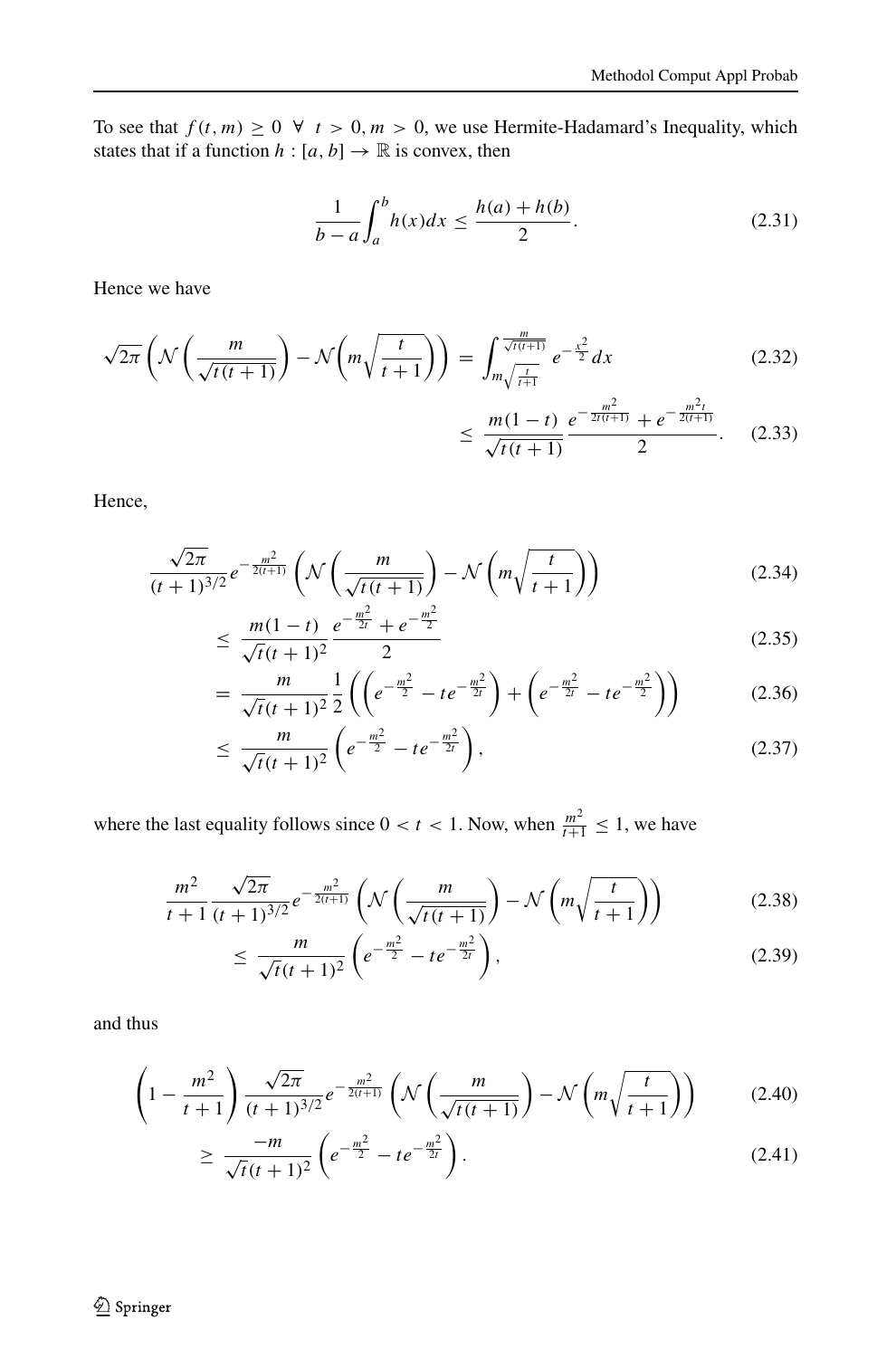To see that $f(t, m) \geq 0 \ \forall \ t > 0, m > 0$, we use Hermite-Hadamard's Inequality, which states that if a function $h : [a, b] \to \mathbb{R}$ is convex, then

$$\frac{1}{b-a}\int_a^b h(x)dx \leq \frac{h(a)+h(b)}{2}. \tag{2.31}$$

Hence we have

$$\sqrt{2\pi}\left(\mathcal{N}\left(\frac{m}{\sqrt{t(t+1)}}\right) - \mathcal{N}\left(m\sqrt{\frac{t}{t+1}}\right)\right) = \int_{m\sqrt{\frac{t}{t+1}}}^{\frac{m}{\sqrt{t(t+1)}}} e^{-\frac{x^2}{2}}dx \tag{2.32}$$

$$\leq \frac{m(1-t)}{\sqrt{t(t+1)}}\frac{e^{-\frac{m^2}{2t(t+1)}} + e^{-\frac{m^2 t}{2(t+1)}}}{2}. \tag{2.33}$$

Hence,

$$\frac{\sqrt{2\pi}}{(t+1)^{3/2}}e^{-\frac{m^2}{2(t+1)}}\left(\mathcal{N}\left(\frac{m}{\sqrt{t(t+1)}}\right) - \mathcal{N}\left(m\sqrt{\frac{t}{t+1}}\right)\right) \tag{2.34}$$

$$\leq \frac{m(1-t)}{\sqrt{t}(t+1)^2}\frac{e^{-\frac{m^2}{2t}} + e^{-\frac{m^2}{2}}}{2} \tag{2.35}$$

$$= \frac{m}{\sqrt{t}(t+1)^2}\frac{1}{2}\left(\left(e^{-\frac{m^2}{2}} - te^{-\frac{m^2}{2t}}\right) + \left(e^{-\frac{m^2}{2t}} - te^{-\frac{m^2}{2}}\right)\right) \tag{2.36}$$

$$\leq \frac{m}{\sqrt{t}(t+1)^2}\left(e^{-\frac{m^2}{2}} - te^{-\frac{m^2}{2t}}\right), \tag{2.37}$$

where the last equality follows since $0 < t < 1$. Now, when $\frac{m^2}{t+1} \leq 1$, we have

$$\frac{m^2}{t+1}\frac{\sqrt{2\pi}}{(t+1)^{3/2}}e^{-\frac{m^2}{2(t+1)}}\left(\mathcal{N}\left(\frac{m}{\sqrt{t(t+1)}}\right) - \mathcal{N}\left(m\sqrt{\frac{t}{t+1}}\right)\right) \tag{2.38}$$

$$\leq \frac{m}{\sqrt{t}(t+1)^2}\left(e^{-\frac{m^2}{2}} - te^{-\frac{m^2}{2t}}\right), \tag{2.39}$$

and thus

$$\left(1 - \frac{m^2}{t+1}\right)\frac{\sqrt{2\pi}}{(t+1)^{3/2}}e^{-\frac{m^2}{2(t+1)}}\left(\mathcal{N}\left(\frac{m}{\sqrt{t(t+1)}}\right) - \mathcal{N}\left(m\sqrt{\frac{t}{t+1}}\right)\right) \tag{2.40}$$

$$\geq \frac{-m}{\sqrt{t}(t+1)^2}\left(e^{-\frac{m^2}{2}} - te^{-\frac{m^2}{2t}}\right). \tag{2.41}$$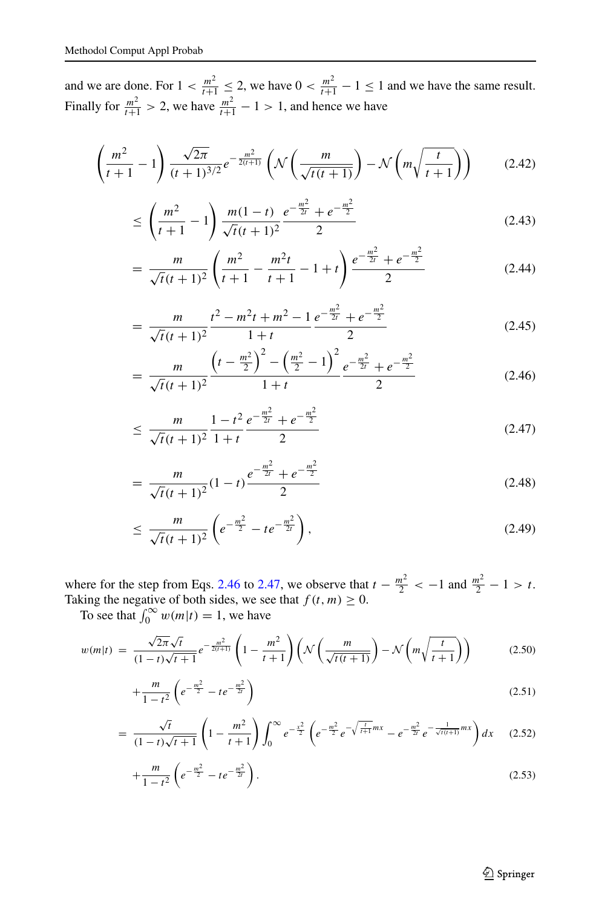and we are done. For $1 < \frac{m^2}{t+1} \le 2$, we have $0 < \frac{m^2}{t+1} - 1 \le 1$ and we have the same result. Finally for $\frac{m^2}{t+1} > 2$, we have $\frac{m^2}{t+1} - 1 > 1$, and hence we have

$$\left(\frac{m^2}{t+1} - 1\right) \frac{\sqrt{2\pi}}{(t+1)^{3/2}} e^{-\frac{m^2}{2(t+1)}} \left(\mathcal{N}\left(\frac{m}{\sqrt{t(t+1)}}\right) - \mathcal{N}\left(m\sqrt{\frac{t}{t+1}}\right)\right) \tag{2.42}$$

$$\le \left(\frac{m^2}{t+1} - 1\right) \frac{m(1-t)}{\sqrt{t}(t+1)^2} \frac{e^{-\frac{m^2}{2t}} + e^{-\frac{m^2}{2}}}{2} \tag{2.43}$$

$$= \frac{m}{\sqrt{t}(t+1)^2} \left(\frac{m^2}{t+1} - \frac{m^2 t}{t+1} - 1 + t\right) \frac{e^{-\frac{m^2}{2t}} + e^{-\frac{m^2}{2}}}{2} \tag{2.44}$$

$$= \frac{m}{\sqrt{t}(t+1)^2} \frac{t^2 - m^2 t + m^2 - 1}{1+t} \frac{e^{-\frac{m^2}{2t}} + e^{-\frac{m^2}{2}}}{2} \tag{2.45}$$

$$= \frac{m}{\sqrt{t}(t+1)^2} \frac{\left(t - \frac{m^2}{2}\right)^2 - \left(\frac{m^2}{2} - 1\right)^2}{1+t} \frac{e^{-\frac{m^2}{2t}} + e^{-\frac{m^2}{2}}}{2} \tag{2.46}$$

$$\le \frac{m}{\sqrt{t}(t+1)^2} \frac{1-t^2}{1+t} \frac{e^{-\frac{m^2}{2t}} + e^{-\frac{m^2}{2}}}{2} \tag{2.47}$$

$$= \frac{m}{\sqrt{t}(t+1)^2} (1-t) \frac{e^{-\frac{m^2}{2t}} + e^{-\frac{m^2}{2}}}{2} \tag{2.48}$$

$$\le \frac{m}{\sqrt{t}(t+1)^2} \left(e^{-\frac{m^2}{2}} - t e^{-\frac{m^2}{2t}}\right), \tag{2.49}$$

where for the step from Eqs. 2.46 to 2.47, we observe that $t - \frac{m^2}{2} < -1$ and $\frac{m^2}{2} - 1 > t$. Taking the negative of both sides, we see that $f(t, m) \ge 0$.

To see that $\int_0^\infty w(m|t) = 1$, we have

$$w(m|t) = \frac{\sqrt{2\pi}\sqrt{t}}{(1-t)\sqrt{t+1}} e^{-\frac{m^2}{2(t+1)}} \left(1 - \frac{m^2}{t+1}\right) \left(\mathcal{N}\left(\frac{m}{\sqrt{t(t+1)}}\right) - \mathcal{N}\left(m\sqrt{\frac{t}{t+1}}\right)\right) \tag{2.50}$$

$$+ \frac{m}{1-t^2} \left(e^{-\frac{m^2}{2}} - t e^{-\frac{m^2}{2t}}\right) \tag{2.51}$$

$$= \frac{\sqrt{t}}{(1-t)\sqrt{t+1}} \left(1 - \frac{m^2}{t+1}\right) \int_0^\infty e^{-\frac{x^2}{2}} \left(e^{-\frac{m^2}{2}} e^{-\sqrt{\frac{t}{t+1}} m x} - e^{-\frac{m^2}{2t}} e^{-\frac{1}{\sqrt{t(t+1)}} m x}\right) dx \tag{2.52}$$

$$+ \frac{m}{1-t^2} \left(e^{-\frac{m^2}{2}} - t e^{-\frac{m^2}{2t}}\right). \tag{2.53}$$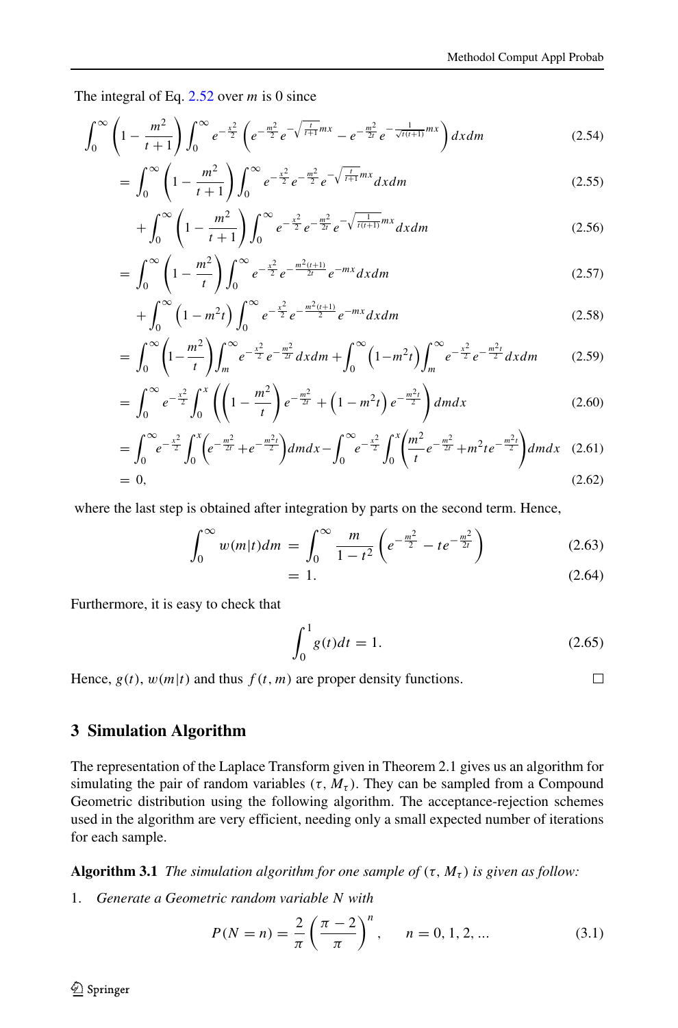The integral of Eq. 2.52 over $m$ is 0 since

$$\int_0^\infty \left(1-\frac{m^2}{t+1}\right)\int_0^\infty e^{-\frac{x^2}{2}}\left(e^{-\frac{m^2}{2}}e^{-\sqrt{\frac{t}{t+1}}mx} - e^{-\frac{m^2}{2t}}e^{-\frac{1}{\sqrt{t(t+1)}}mx}\right)dxdm \tag{2.54}$$

$$= \int_0^\infty \left(1-\frac{m^2}{t+1}\right)\int_0^\infty e^{-\frac{x^2}{2}}e^{-\frac{m^2}{2}}e^{-\sqrt{\frac{t}{t+1}}mx}dxdm \tag{2.55}$$

$$+ \int_0^\infty \left(1-\frac{m^2}{t+1}\right)\int_0^\infty e^{-\frac{x^2}{2}}e^{-\frac{m^2}{2t}}e^{-\sqrt{\frac{1}{t(t+1)}}mx}dxdm \tag{2.56}$$

$$= \int_0^\infty \left(1-\frac{m^2}{t}\right)\int_0^\infty e^{-\frac{x^2}{2}}e^{-\frac{m^2(t+1)}{2t}}e^{-mx}dxdm \tag{2.57}$$

$$+ \int_0^\infty \left(1-m^2t\right)\int_0^\infty e^{-\frac{x^2}{2}}e^{-\frac{m^2(t+1)}{2}}e^{-mx}dxdm \tag{2.58}$$

$$= \int_0^\infty \left(1-\frac{m^2}{t}\right)\int_m^\infty e^{-\frac{x^2}{2}}e^{-\frac{m^2}{2t}}dxdm + \int_0^\infty \left(1-m^2t\right)\int_m^\infty e^{-\frac{x^2}{2}}e^{-\frac{m^2t}{2}}dxdm \tag{2.59}$$

$$= \int_0^\infty e^{-\frac{x^2}{2}}\int_0^x \left(\left(1-\frac{m^2}{t}\right)e^{-\frac{m^2}{2t}} + \left(1-m^2t\right)e^{-\frac{m^2t}{2}}\right)dmdx \tag{2.60}$$

$$= \int_0^\infty e^{-\frac{x^2}{2}}\int_0^x \left(e^{-\frac{m^2}{2t}} + e^{-\frac{m^2t}{2}}\right)dmdx - \int_0^\infty e^{-\frac{x^2}{2}}\int_0^x \left(\frac{m^2}{t}e^{-\frac{m^2}{2t}} + m^2te^{-\frac{m^2t}{2}}\right)dmdx \tag{2.61}$$

$$= 0, \tag{2.62}$$

where the last step is obtained after integration by parts on the second term. Hence,

$$\int_0^\infty w(m|t)dm = \int_0^\infty \frac{m}{1-t^2}\left(e^{-\frac{m^2}{2}} - te^{-\frac{m^2}{2t}}\right) \tag{2.63}$$

$$= 1. \tag{2.64}$$

Furthermore, it is easy to check that

$$\int_0^1 g(t)dt = 1. \tag{2.65}$$

Hence, $g(t)$, $w(m|t)$ and thus $f(t,m)$ are proper density functions. □

## 3 Simulation Algorithm

The representation of the Laplace Transform given in Theorem 2.1 gives us an algorithm for simulating the pair of random variables $(\tau, M_\tau)$. They can be sampled from a Compound Geometric distribution using the following algorithm. The acceptance-rejection schemes used in the algorithm are very efficient, needing only a small expected number of iterations for each sample.

**Algorithm 3.1** *The simulation algorithm for one sample of* $(\tau, M_\tau)$ *is given as follow:*

1. *Generate a Geometric random variable* $N$ *with*

$$P(N=n) = \frac{2}{\pi}\left(\frac{\pi-2}{\pi}\right)^n, \qquad n = 0, 1, 2, ... \tag{3.1}$$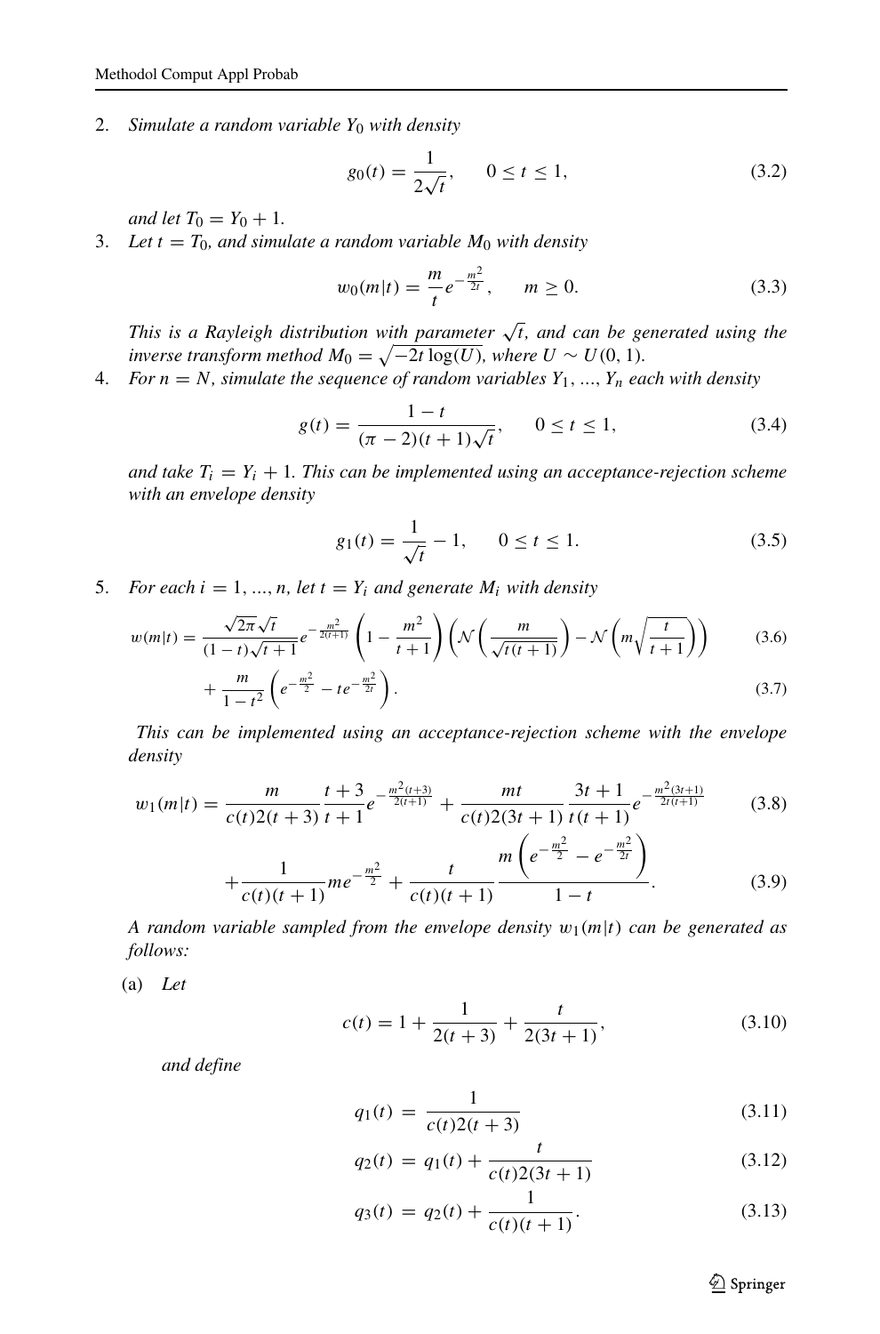2. *Simulate a random variable $Y_0$ with density*

$$g_0(t) = \frac{1}{2\sqrt{t}}, \qquad 0 \le t \le 1, \tag{3.2}$$

*and let $T_0 = Y_0 + 1$.*

3. *Let $t = T_0$, and simulate a random variable $M_0$ with density*

$$w_0(m|t) = \frac{m}{t} e^{-\frac{m^2}{2t}}, \qquad m \ge 0. \tag{3.3}$$

*This is a Rayleigh distribution with parameter $\sqrt{t}$, and can be generated using the inverse transform method $M_0 = \sqrt{-2t \log(U)}$, where $U \sim U(0, 1)$.*

4. *For $n = N$, simulate the sequence of random variables $Y_1, ..., Y_n$ each with density*

$$g(t) = \frac{1-t}{(\pi - 2)(t+1)\sqrt{t}}, \qquad 0 \le t \le 1, \tag{3.4}$$

*and take $T_i = Y_i + 1$. This can be implemented using an acceptance-rejection scheme with an envelope density*

$$g_1(t) = \frac{1}{\sqrt{t}} - 1, \qquad 0 \le t \le 1. \tag{3.5}$$

5. *For each $i = 1, ..., n$, let $t = Y_i$ and generate $M_i$ with density*

$$w(m|t) = \frac{\sqrt{2\pi}\sqrt{t}}{(1-t)\sqrt{t+1}} e^{-\frac{m^2}{2(t+1)}} \left(1 - \frac{m^2}{t+1}\right) \left(\mathcal{N}\left(\frac{m}{\sqrt{t(t+1)}}\right) - \mathcal{N}\left(m\sqrt{\frac{t}{t+1}}\right)\right) \tag{3.6}$$

$$+ \frac{m}{1-t^2}\left(e^{-\frac{m^2}{2}} - t e^{-\frac{m^2}{2t}}\right). \tag{3.7}$$

*This can be implemented using an acceptance-rejection scheme with the envelope density*

$$w_1(m|t) = \frac{m}{c(t)2(t+3)} \frac{t+3}{t+1} e^{-\frac{m^2(t+3)}{2(t+1)}} + \frac{mt}{c(t)2(3t+1)} \frac{3t+1}{t(t+1)} e^{-\frac{m^2(3t+1)}{2t(t+1)}} \tag{3.8}$$

$$+ \frac{1}{c(t)(t+1)} m e^{-\frac{m^2}{2}} + \frac{t}{c(t)(t+1)} \frac{m\left(e^{-\frac{m^2}{2}} - e^{-\frac{m^2}{2t}}\right)}{1-t}. \tag{3.9}$$

*A random variable sampled from the envelope density $w_1(m|t)$ can be generated as follows:*

(a) *Let*

$$c(t) = 1 + \frac{1}{2(t+3)} + \frac{t}{2(3t+1)}, \tag{3.10}$$

*and define*

$$q_1(t) = \frac{1}{c(t)2(t+3)} \tag{3.11}$$

$$q_2(t) = q_1(t) + \frac{t}{c(t)2(3t+1)} \tag{3.12}$$

$$q_3(t) = q_2(t) + \frac{1}{c(t)(t+1)}. \tag{3.13}$$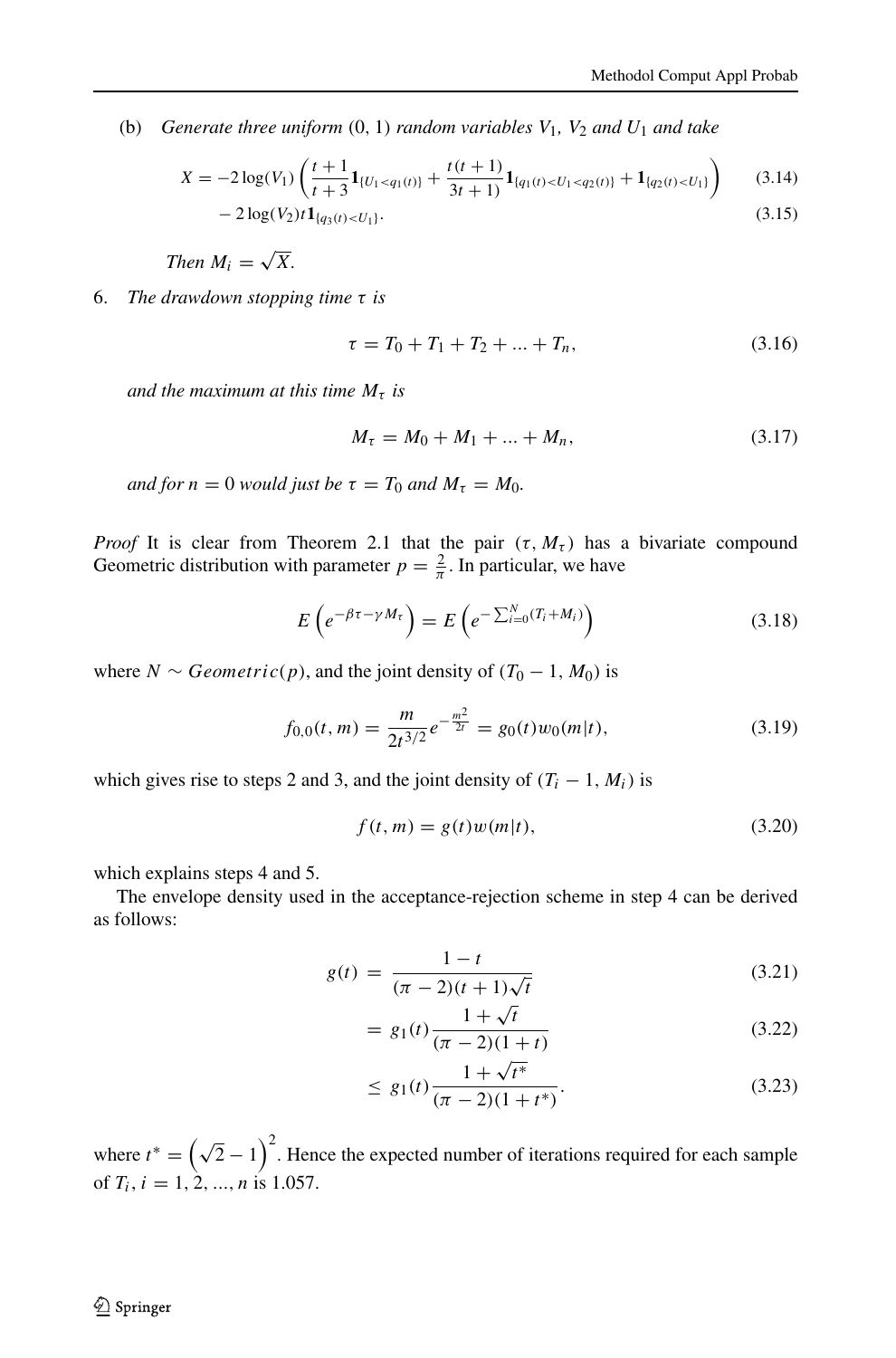(b) *Generate three uniform* (0, 1) *random variables* $V_1$, $V_2$ *and* $U_1$ *and take*

$$X = -2\log(V_1)\left(\frac{t+1}{t+3}\mathbf{1}_{\{U_1<q_1(t)\}} + \frac{t(t+1)}{3t+1)}\mathbf{1}_{\{q_1(t)<U_1<q_2(t)\}} + \mathbf{1}_{\{q_2(t)<U_1\}}\right) \tag{3.14}$$

$$- 2\log(V_2)t\mathbf{1}_{\{q_3(t)<U_1\}}. \tag{3.15}$$

*Then* $M_i = \sqrt{X}$.

6. *The drawdown stopping time* $\tau$ *is*

$$\tau = T_0 + T_1 + T_2 + ... + T_n, \tag{3.16}$$

*and the maximum at this time* $M_\tau$ *is*

$$M_\tau = M_0 + M_1 + ... + M_n, \tag{3.17}$$

*and for* $n = 0$ *would just be* $\tau = T_0$ *and* $M_\tau = M_0$.

*Proof* It is clear from Theorem 2.1 that the pair $(\tau, M_\tau)$ has a bivariate compound Geometric distribution with parameter $p = \frac{2}{\pi}$. In particular, we have

$$E\left(e^{-\beta\tau-\gamma M_\tau}\right) = E\left(e^{-\sum_{i=0}^{N}(T_i+M_i)}\right) \tag{3.18}$$

where $N \sim Geometric(p)$, and the joint density of $(T_0 - 1, M_0)$ is

$$f_{0,0}(t,m) = \frac{m}{2t^{3/2}}e^{-\frac{m^2}{2t}} = g_0(t)w_0(m|t), \tag{3.19}$$

which gives rise to steps 2 and 3, and the joint density of $(T_i - 1, M_i)$ is

$$f(t,m) = g(t)w(m|t), \tag{3.20}$$

which explains steps 4 and 5.

The envelope density used in the acceptance-rejection scheme in step 4 can be derived as follows:

$$g(t) = \frac{1-t}{(\pi-2)(t+1)\sqrt{t}} \tag{3.21}$$

$$= g_1(t)\frac{1+\sqrt{t}}{(\pi-2)(1+t)} \tag{3.22}$$

$$\leq g_1(t)\frac{1+\sqrt{t^*}}{(\pi-2)(1+t^*)}. \tag{3.23}$$

where $t^* = \left(\sqrt{2}-1\right)^2$. Hence the expected number of iterations required for each sample of $T_i$, $i = 1, 2, ..., n$ is 1.057.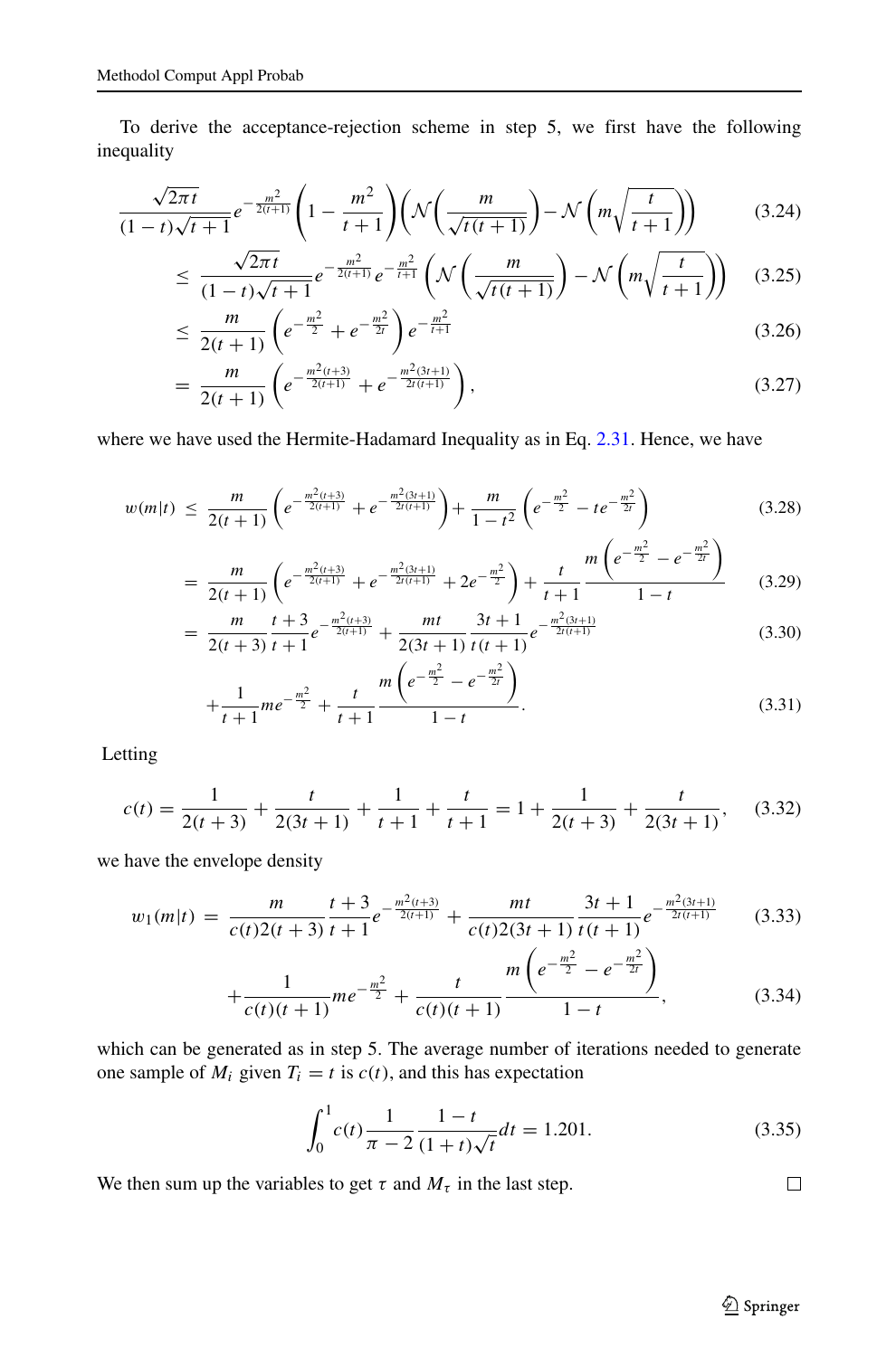To derive the acceptance-rejection scheme in step 5, we first have the following inequality

$$\frac{\sqrt{2\pi t}}{(1-t)\sqrt{t+1}} e^{-\frac{m^2}{2(t+1)}} \left(1 - \frac{m^2}{t+1}\right)\left(\mathcal{N}\left(\frac{m}{\sqrt{t(t+1)}}\right) - \mathcal{N}\left(m\sqrt{\frac{t}{t+1}}\right)\right) \tag{3.24}$$

$$\leq \frac{\sqrt{2\pi t}}{(1-t)\sqrt{t+1}} e^{-\frac{m^2}{2(t+1)}} e^{-\frac{m^2}{t+1}} \left(\mathcal{N}\left(\frac{m}{\sqrt{t(t+1)}}\right) - \mathcal{N}\left(m\sqrt{\frac{t}{t+1}}\right)\right) \tag{3.25}$$

$$\leq \frac{m}{2(t+1)}\left(e^{-\frac{m^2}{2}} + e^{-\frac{m^2}{2t}}\right) e^{-\frac{m^2}{t+1}} \tag{3.26}$$

$$= \frac{m}{2(t+1)}\left(e^{-\frac{m^2(t+3)}{2(t+1)}} + e^{-\frac{m^2(3t+1)}{2t(t+1)}}\right), \tag{3.27}$$

where we have used the Hermite-Hadamard Inequality as in Eq. 2.31. Hence, we have

$$w(m|t) \leq \frac{m}{2(t+1)}\left(e^{-\frac{m^2(t+3)}{2(t+1)}} + e^{-\frac{m^2(3t+1)}{2t(t+1)}}\right) + \frac{m}{1-t^2}\left(e^{-\frac{m^2}{2}} - te^{-\frac{m^2}{2t}}\right) \tag{3.28}$$

$$= \frac{m}{2(t+1)}\left(e^{-\frac{m^2(t+3)}{2(t+1)}} + e^{-\frac{m^2(3t+1)}{2t(t+1)}} + 2e^{-\frac{m^2}{2}}\right) + \frac{t}{t+1}\frac{m\left(e^{-\frac{m^2}{2}} - e^{-\frac{m^2}{2t}}\right)}{1-t} \tag{3.29}$$

$$= \frac{m}{2(t+3)}\frac{t+3}{t+1}e^{-\frac{m^2(t+3)}{2(t+1)}} + \frac{mt}{2(3t+1)}\frac{3t+1}{t(t+1)}e^{-\frac{m^2(3t+1)}{2t(t+1)}} \tag{3.30}$$

$$+\frac{1}{t+1}me^{-\frac{m^2}{2}} + \frac{t}{t+1}\frac{m\left(e^{-\frac{m^2}{2}} - e^{-\frac{m^2}{2t}}\right)}{1-t}. \tag{3.31}$$

Letting

$$c(t) = \frac{1}{2(t+3)} + \frac{t}{2(3t+1)} + \frac{1}{t+1} + \frac{t}{t+1} = 1 + \frac{1}{2(t+3)} + \frac{t}{2(3t+1)}, \tag{3.32}$$

we have the envelope density

$$w_1(m|t) = \frac{m}{c(t)2(t+3)}\frac{t+3}{t+1}e^{-\frac{m^2(t+3)}{2(t+1)}} + \frac{mt}{c(t)2(3t+1)}\frac{3t+1}{t(t+1)}e^{-\frac{m^2(3t+1)}{2t(t+1)}} \tag{3.33}$$

$$+\frac{1}{c(t)(t+1)}me^{-\frac{m^2}{2}} + \frac{t}{c(t)(t+1)}\frac{m\left(e^{-\frac{m^2}{2}} - e^{-\frac{m^2}{2t}}\right)}{1-t}, \tag{3.34}$$

which can be generated as in step 5. The average number of iterations needed to generate one sample of $M_i$ given $T_i = t$ is $c(t)$, and this has expectation

$$\int_0^1 c(t)\frac{1}{\pi - 2}\frac{1-t}{(1+t)\sqrt{t}}dt = 1.201. \tag{3.35}$$

We then sum up the variables to get $\tau$ and $M_\tau$ in the last step. □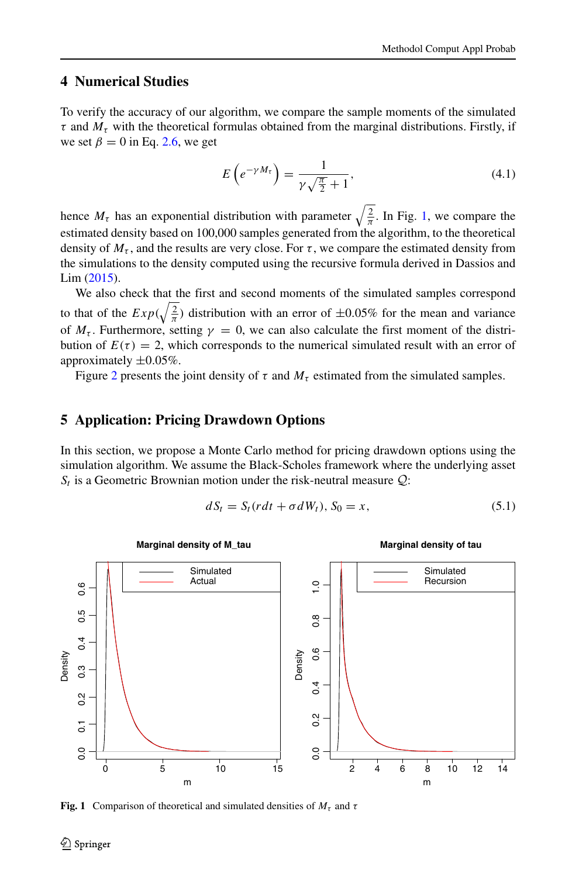## 4 Numerical Studies

To verify the accuracy of our algorithm, we compare the sample moments of the simulated $\tau$ and $M_\tau$ with the theoretical formulas obtained from the marginal distributions. Firstly, if we set $\beta = 0$ in Eq. 2.6, we get

$$E\left(e^{-\gamma M_\tau}\right) = \frac{1}{\gamma\sqrt{\frac{\pi}{2}} + 1}, \tag{4.1}$$

hence $M_\tau$ has an exponential distribution with parameter $\sqrt{\frac{2}{\pi}}$. In Fig. 1, we compare the estimated density based on 100,000 samples generated from the algorithm, to the theoretical density of $M_\tau$, and the results are very close. For $\tau$, we compare the estimated density from the simulations to the density computed using the recursive formula derived in Dassios and Lim (2015).

We also check that the first and second moments of the simulated samples correspond to that of the $Exp(\sqrt{\frac{2}{\pi}})$ distribution with an error of $\pm 0.05\%$ for the mean and variance of $M_\tau$. Furthermore, setting $\gamma = 0$, we can also calculate the first moment of the distribution of $E(\tau) = 2$, which corresponds to the numerical simulated result with an error of approximately $\pm 0.05\%$.

Figure 2 presents the joint density of $\tau$ and $M_\tau$ estimated from the simulated samples.

## 5 Application: Pricing Drawdown Options

In this section, we propose a Monte Carlo method for pricing drawdown options using the simulation algorithm. We assume the Black-Scholes framework where the underlying asset $S_t$ is a Geometric Brownian motion under the risk-neutral measure $\mathcal{Q}$:

$$dS_t = S_t(r dt + \sigma dW_t),\ S_0 = x, \tag{5.1}$$

**Fig. 1** Comparison of theoretical and simulated densities of $M_\tau$ and $\tau$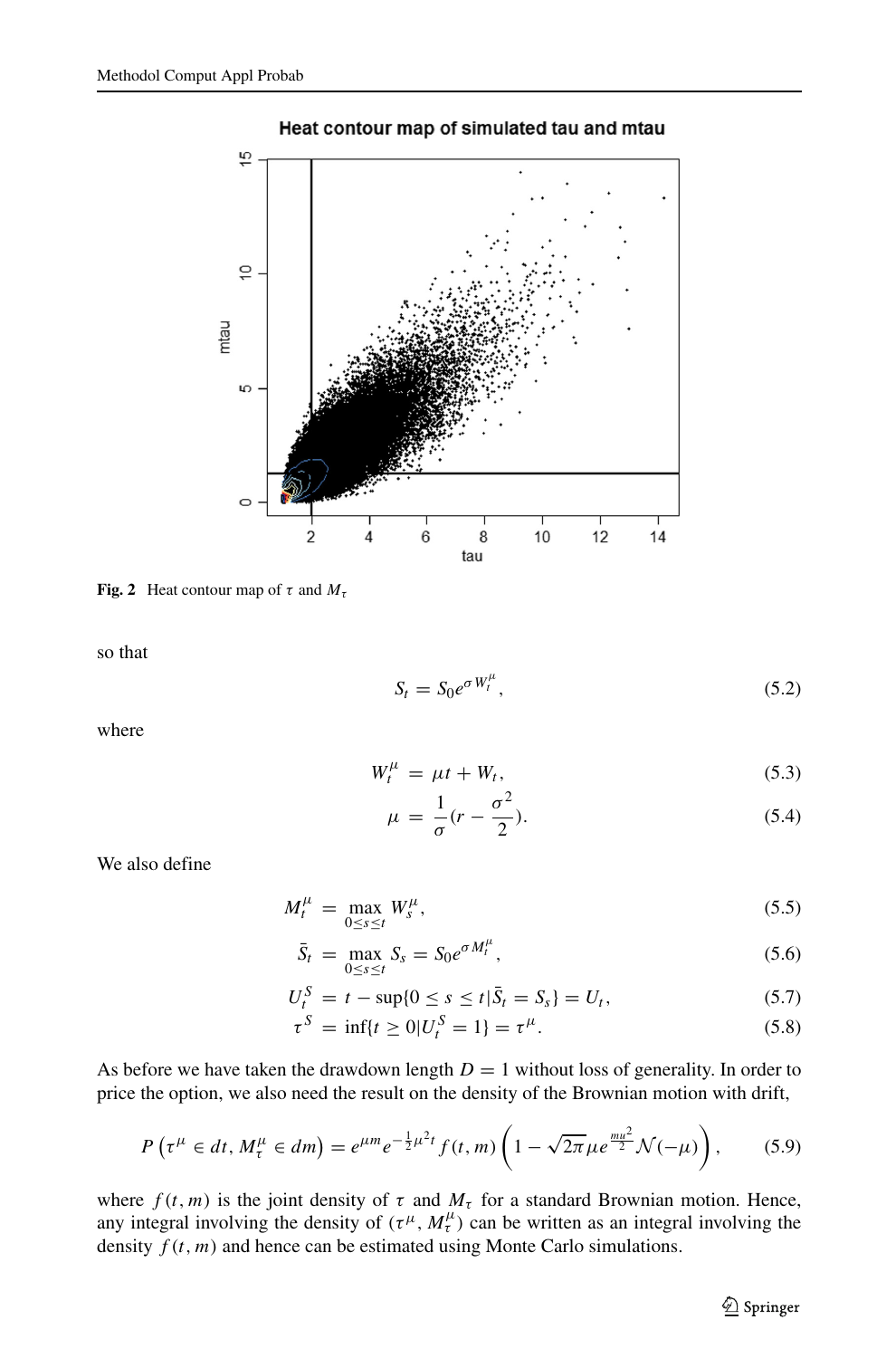**Fig. 2** Heat contour map of $\tau$ and $M_\tau$

so that

$$S_t = S_0 e^{\sigma W_t^\mu}, \tag{5.2}$$

where

$$W_t^\mu = \mu t + W_t, \tag{5.3}$$

$$\mu = \frac{1}{\sigma}(r - \frac{\sigma^2}{2}). \tag{5.4}$$

We also define

$$M_t^\mu = \max_{0 \le s \le t} W_s^\mu, \tag{5.5}$$

$$\bar{S}_t = \max_{0 \le s \le t} S_s = S_0 e^{\sigma M_t^\mu}, \tag{5.6}$$

$$U_t^S = t - \sup\{0 \le s \le t | \bar{S}_t = S_s\} = U_t, \tag{5.7}$$

$$\tau^S = \inf\{t \ge 0 | U_t^S = 1\} = \tau^\mu. \tag{5.8}$$

As before we have taken the drawdown length $D = 1$ without loss of generality. In order to price the option, we also need the result on the density of the Brownian motion with drift,

$$P\left(\tau^\mu \in dt, M_\tau^\mu \in dm\right) = e^{\mu m} e^{-\frac{1}{2}\mu^2 t} f(t, m) \left(1 - \sqrt{2\pi}\mu e^{\frac{m u^2}{2}} \mathcal{N}(-\mu)\right), \tag{5.9}$$

where $f(t, m)$ is the joint density of $\tau$ and $M_\tau$ for a standard Brownian motion. Hence, any integral involving the density of $(\tau^\mu, M_\tau^\mu)$ can be written as an integral involving the density $f(t, m)$ and hence can be estimated using Monte Carlo simulations.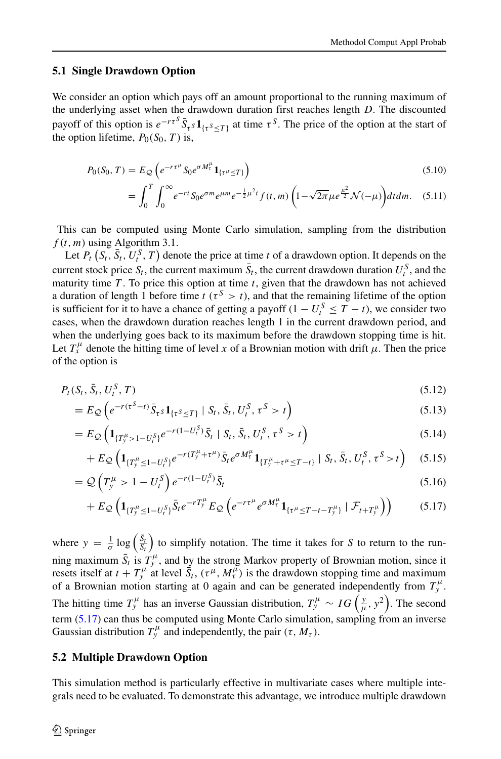### 5.1 Single Drawdown Option

We consider an option which pays off an amount proportional to the running maximum of the underlying asset when the drawdown duration first reaches length $D$. The discounted payoff of this option is $e^{-r\tau^S}\bar{S}_{\tau^S}\mathbf{1}_{\{\tau^S\leq T\}}$ at time $\tau^S$. The price of the option at the start of the option lifetime, $P_0(S_0, T)$ is,

$$P_0(S_0, T) = E_Q\left(e^{-r\tau^\mu}S_0e^{\sigma M_\tau^\mu}\mathbf{1}_{\{\tau^\mu\leq T\}}\right) \tag{5.10}$$

$$= \int_0^T\int_0^\infty e^{-rt}S_0e^{\sigma m}e^{\mu m}e^{-\frac{1}{2}\mu^2t}f(t,m)\left(1-\sqrt{2\pi}\mu e^{\frac{\mu^2}{2}}\mathcal{N}(-\mu)\right)dtdm. \tag{5.11}$$

This can be computed using Monte Carlo simulation, sampling from the distribution $f(t, m)$ using Algorithm 3.1.

Let $P_t\left(S_t, \bar{S}_t, U_t^S, T\right)$ denote the price at time $t$ of a drawdown option. It depends on the current stock price $S_t$, the current maximum $\bar{S}_t$, the current drawdown duration $U_t^S$, and the maturity time $T$. To price this option at time $t$, given that the drawdown has not achieved a duration of length 1 before time $t$ ($\tau^S > t$), and that the remaining lifetime of the option is sufficient for it to have a chance of getting a payoff ($1 - U_t^S \leq T - t$), we consider two cases, when the drawdown duration reaches length 1 in the current drawdown period, and when the underlying goes back to its maximum before the drawdown stopping time is hit. Let $T_x^\mu$ denote the hitting time of level $x$ of a Brownian motion with drift $\mu$. Then the price of the option is

$$P_t(S_t, \bar{S}_t, U_t^S, T) \tag{5.12}$$

$$= E_Q\left(e^{-r(\tau^S-t)}\bar{S}_{\tau^S}\mathbf{1}_{\{\tau^S\leq T\}} \mid S_t, \bar{S}_t, U_t^S, \tau^S > t\right) \tag{5.13}$$

$$= E_Q\left(\mathbf{1}_{\{T_y^\mu>1-U_t^S\}}e^{-r(1-U_t^S)}\bar{S}_t \mid S_t, \bar{S}_t, U_t^S, \tau^S > t\right) \tag{5.14}$$

$$+ E_Q\left(\mathbf{1}_{\{T_y^\mu\leq 1-U_t^S\}}e^{-r(T_y^\mu+\tau^\mu)}\bar{S}_te^{\sigma M_\tau^\mu}\mathbf{1}_{\{T_y^\mu+\tau^\mu\leq T-t\}} \mid S_t, \bar{S}_t, U_t^S, \tau^S>t\right) \tag{5.15}$$

$$= Q\left(T_y^\mu > 1 - U_t^S\right)e^{-r(1-U_t^S)}\bar{S}_t \tag{5.16}$$

$$+ E_Q\left(\mathbf{1}_{\{T_y^\mu\leq 1-U_t^S\}}\bar{S}_te^{-rT_y^\mu}E_Q\left(e^{-r\tau^\mu}e^{\sigma M_\tau^\mu}\mathbf{1}_{\{\tau^\mu\leq T-t-T_y^\mu\}} \mid \mathcal{F}_{t+T_y^\mu}\right)\right) \tag{5.17}$$

where $y = \frac{1}{\sigma}\log\left(\frac{\bar{S}_t}{S_t}\right)$ to simplify notation. The time it takes for $S$ to return to the running maximum $\bar{S}_t$ is $T_y^\mu$, and by the strong Markov property of Brownian motion, since it resets itself at $t + T_y^\mu$ at level $\bar{S}_t$, $(\tau^\mu, M_\tau^\mu)$ is the drawdown stopping time and maximum of a Brownian motion starting at 0 again and can be generated independently from $T_y^\mu$. The hitting time $T_y^\mu$ has an inverse Gaussian distribution, $T_y^\mu \sim IG\left(\frac{y}{\mu}, y^2\right)$. The second term (5.17) can thus be computed using Monte Carlo simulation, sampling from an inverse Gaussian distribution $T_y^\mu$ and independently, the pair $(\tau, M_\tau)$.

### 5.2 Multiple Drawdown Option

This simulation method is particularly effective in multivariate cases where multiple integrals need to be evaluated. To demonstrate this advantage, we introduce multiple drawdown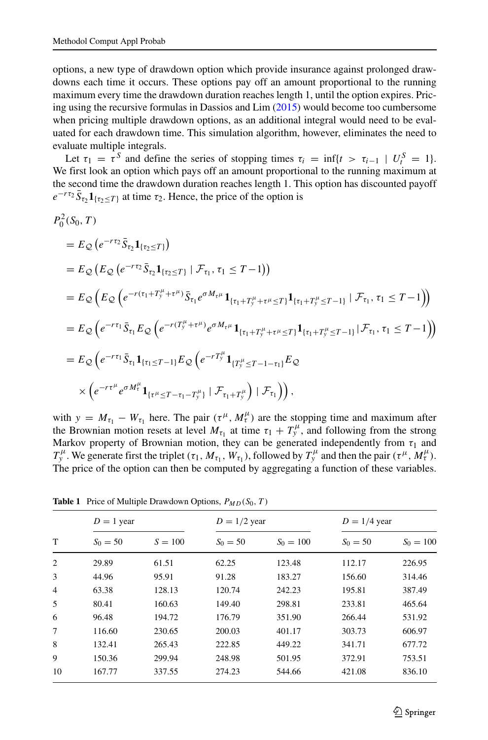options, a new type of drawdown option which provide insurance against prolonged drawdowns each time it occurs. These options pay off an amount proportional to the running maximum every time the drawdown duration reaches length 1, until the option expires. Pricing using the recursive formulas in Dassios and Lim (2015) would become too cumbersome when pricing multiple drawdown options, as an additional integral would need to be evaluated for each drawdown time. This simulation algorithm, however, eliminates the need to evaluate multiple integrals.

Let $\tau_1 = \tau^S$ and define the series of stopping times $\tau_i = \inf\{t > \tau_{i-1} \mid U_t^S = 1\}$. We first look an option which pays off an amount proportional to the running maximum at the second time the drawdown duration reaches length 1. This option has discounted payoff $e^{-r\tau_2}\bar{S}_{\tau_2}\mathbf{1}_{\{\tau_2 \le T\}}$ at time $\tau_2$. Hence, the price of the option is

$$
\begin{aligned}
&P_0^2(S_0, T) \\
&= E_Q\left(e^{-r\tau_2}\bar{S}_{\tau_2}\mathbf{1}_{\{\tau_2\le T\}}\right) \\
&= E_Q\left(E_Q\left(e^{-r\tau_2}\bar{S}_{\tau_2}\mathbf{1}_{\{\tau_2\le T\}} \mid \mathcal{F}_{\tau_1}, \tau_1 \le T-1\right)\right) \\
&= E_Q\left(E_Q\left(e^{-r(\tau_1+T_y^\mu+\tau^\mu)}\bar{S}_{\tau_1}e^{\sigma M_{\tau^\mu}}\mathbf{1}_{\{\tau_1+T_y^\mu+\tau^\mu\le T\}}\mathbf{1}_{\{\tau_1+T_y^\mu\le T-1\}} \mid \mathcal{F}_{\tau_1}, \tau_1 \le T-1\right)\right) \\
&= E_Q\left(e^{-r\tau_1}\bar{S}_{\tau_1}E_Q\left(e^{-r(T_y^\mu+\tau^\mu)}e^{\sigma M_{\tau^\mu}}\mathbf{1}_{\{\tau_1+T_y^\mu+\tau^\mu\le T\}}\mathbf{1}_{\{\tau_1+T_y^\mu\le T-1\}} \mid \mathcal{F}_{\tau_1}, \tau_1 \le T-1\right)\right) \\
&= E_Q\left(e^{-r\tau_1}\bar{S}_{\tau_1}\mathbf{1}_{\{\tau_1\le T-1\}}E_Q\left(e^{-rT_y^\mu}\mathbf{1}_{\{T_y^\mu\le T-1-\tau_1\}}E_Q\right.\right. \\
&\quad \left.\left.\times\left(e^{-r\tau^\mu}e^{\sigma M_\tau^\mu}\mathbf{1}_{\{\tau^\mu\le T-\tau_1-T_y^\mu\}} \mid \mathcal{F}_{\tau_1+T_y^\mu}\right) \mid \mathcal{F}_{\tau_1}\right)\right),
\end{aligned}
$$

with $y = M_{\tau_1} - W_{\tau_1}$ here. The pair $(\tau^\mu, M_\tau^\mu)$ are the stopping time and maximum after the Brownian motion resets at level $M_{\tau_1}$ at time $\tau_1 + T_y^\mu$, and following from the strong Markov property of Brownian motion, they can be generated independently from $\tau_1$ and $T_y^\mu$. We generate first the triplet $(\tau_1, M_{\tau_1}, W_{\tau_1})$, followed by $T_y^\mu$ and then the pair $(\tau^\mu, M_\tau^\mu)$. The price of the option can then be computed by aggregating a function of these variables.

**Table 1** Price of Multiple Drawdown Options, $P_{MD}(S_0, T)$

| | $D = 1$ year | | $D = 1/2$ year | | $D = 1/4$ year | |
|---|---|---|---|---|---|---|
| T | $S_0 = 50$ | $S = 100$ | $S_0 = 50$ | $S_0 = 100$ | $S_0 = 50$ | $S_0 = 100$ |
| 2 | 29.89 | 61.51 | 62.25 | 123.48 | 112.17 | 226.95 |
| 3 | 44.96 | 95.91 | 91.28 | 183.27 | 156.60 | 314.46 |
| 4 | 63.38 | 128.13 | 120.74 | 242.23 | 195.81 | 387.49 |
| 5 | 80.41 | 160.63 | 149.40 | 298.81 | 233.81 | 465.64 |
| 6 | 96.48 | 194.72 | 176.79 | 351.90 | 266.44 | 531.92 |
| 7 | 116.60 | 230.65 | 200.03 | 401.17 | 303.73 | 606.97 |
| 8 | 132.41 | 265.43 | 222.85 | 449.22 | 341.71 | 677.72 |
| 9 | 150.36 | 299.94 | 248.98 | 501.95 | 372.91 | 753.51 |
| 10 | 167.77 | 337.55 | 274.23 | 544.66 | 421.08 | 836.10 |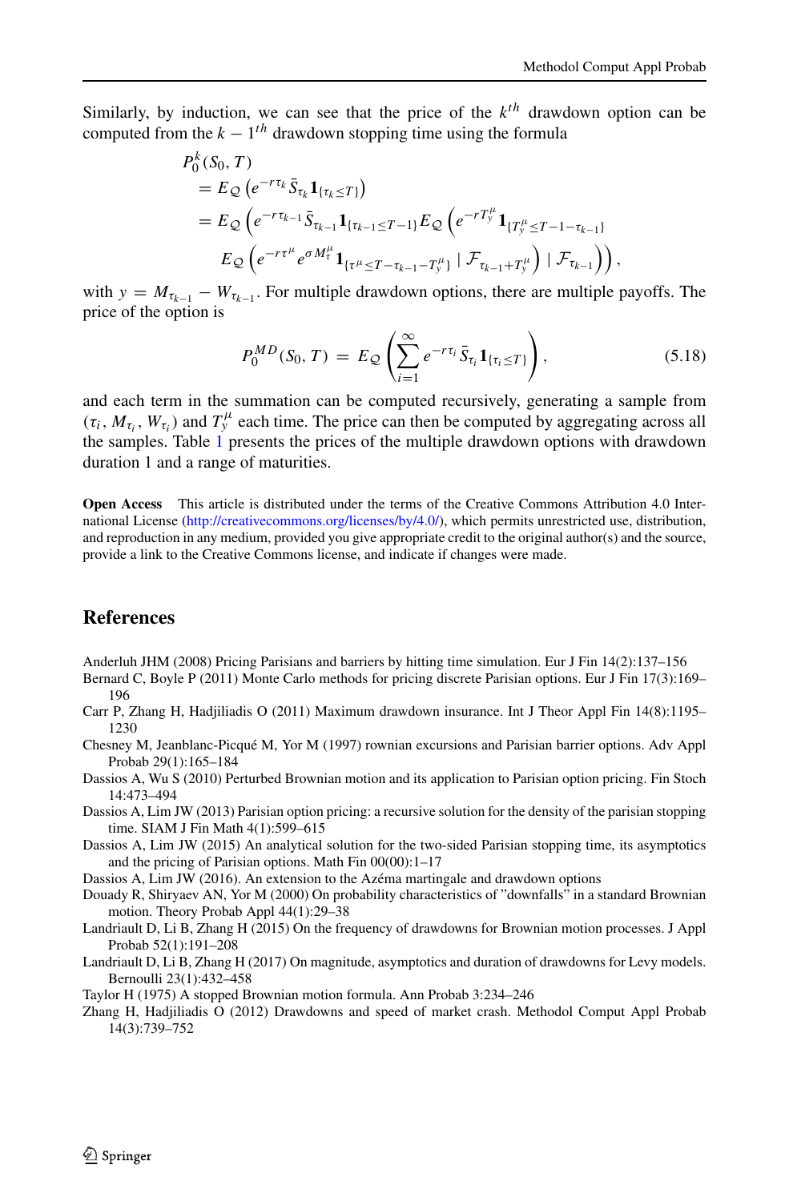Similarly, by induction, we can see that the price of the $k^{th}$ drawdown option can be computed from the $k-1^{th}$ drawdown stopping time using the formula

$$
\begin{aligned}
&P_0^k(S_0, T) \\
&= E_{\mathcal{Q}}\left(e^{-r\tau_k}\bar{S}_{\tau_k}\mathbf{1}_{\{\tau_k \le T\}}\right) \\
&= E_{\mathcal{Q}}\Big(e^{-r\tau_{k-1}}\bar{S}_{\tau_{k-1}}\mathbf{1}_{\{\tau_{k-1}\le T-1\}}E_{\mathcal{Q}}\Big(e^{-rT_y^{\mu}}\mathbf{1}_{\{T_y^{\mu}\le T-1-\tau_{k-1}\}} \\
&\quad E_{\mathcal{Q}}\left(e^{-r\tau^{\mu}}e^{\sigma M_{\tau}^{\mu}}\mathbf{1}_{\{\tau^{\mu}\le T-\tau_{k-1}-T_y^{\mu}\}} \mid \mathcal{F}_{\tau_{k-1}+T_y^{\mu}}\right) \mid \mathcal{F}_{\tau_{k-1}}\Big)\Big),
\end{aligned}
$$

with $y = M_{\tau_{k-1}} - W_{\tau_{k-1}}$. For multiple drawdown options, there are multiple payoffs. The price of the option is

$$
P_0^{MD}(S_0, T) = E_{\mathcal{Q}}\left(\sum_{i=1}^{\infty} e^{-r\tau_i}\bar{S}_{\tau_i}\mathbf{1}_{\{\tau_i \le T\}}\right), \tag{5.18}
$$

and each term in the summation can be computed recursively, generating a sample from $(\tau_i, M_{\tau_i}, W_{\tau_i})$ and $T_y^{\mu}$ each time. The price can then be computed by aggregating across all the samples. Table 1 presents the prices of the multiple drawdown options with drawdown duration 1 and a range of maturities.

**Open Access** This article is distributed under the terms of the Creative Commons Attribution 4.0 International License (http://creativecommons.org/licenses/by/4.0/), which permits unrestricted use, distribution, and reproduction in any medium, provided you give appropriate credit to the original author(s) and the source, provide a link to the Creative Commons license, and indicate if changes were made.

## References

Anderluh JHM (2008) Pricing Parisians and barriers by hitting time simulation. Eur J Fin 14(2):137–156

Bernard C, Boyle P (2011) Monte Carlo methods for pricing discrete Parisian options. Eur J Fin 17(3):169–196

Carr P, Zhang H, Hadjiliadis O (2011) Maximum drawdown insurance. Int J Theor Appl Fin 14(8):1195–1230

Chesney M, Jeanblanc-Picqué M, Yor M (1997) rownian excursions and Parisian barrier options. Adv Appl Probab 29(1):165–184

Dassios A, Wu S (2010) Perturbed Brownian motion and its application to Parisian option pricing. Fin Stoch 14:473–494

Dassios A, Lim JW (2013) Parisian option pricing: a recursive solution for the density of the parisian stopping time. SIAM J Fin Math 4(1):599–615

Dassios A, Lim JW (2015) An analytical solution for the two-sided Parisian stopping time, its asymptotics and the pricing of Parisian options. Math Fin 00(00):1–17

Dassios A, Lim JW (2016). An extension to the Azéma martingale and drawdown options

Douady R, Shiryaev AN, Yor M (2000) On probability characteristics of "downfalls" in a standard Brownian motion. Theory Probab Appl 44(1):29–38

Landriault D, Li B, Zhang H (2015) On the frequency of drawdowns for Brownian motion processes. J Appl Probab 52(1):191–208

Landriault D, Li B, Zhang H (2017) On magnitude, asymptotics and duration of drawdowns for Levy models. Bernoulli 23(1):432–458

Taylor H (1975) A stopped Brownian motion formula. Ann Probab 3:234–246

Zhang H, Hadjiliadis O (2012) Drawdowns and speed of market crash. Methodol Comput Appl Probab 14(3):739–752